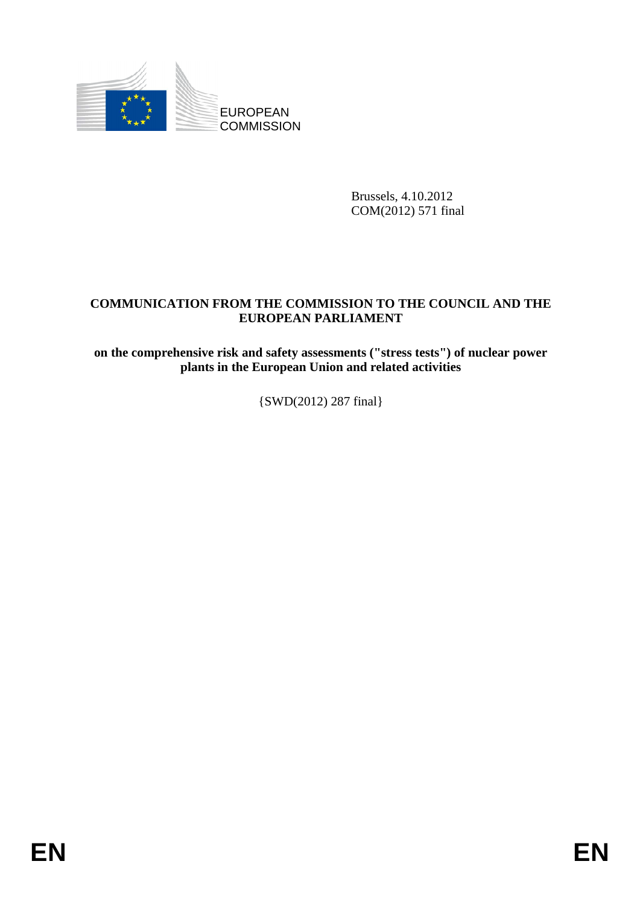EUROPEAN COMMISSION

Brussels, 4.10.2012
COM(2012) 571 final

# COMMUNICATION FROM THE COMMISSION TO THE COUNCIL AND THE EUROPEAN PARLIAMENT

**on the comprehensive risk and safety assessments ("stress tests") of nuclear power plants in the European Union and related activities**

{SWD(2012) 287 final}

EN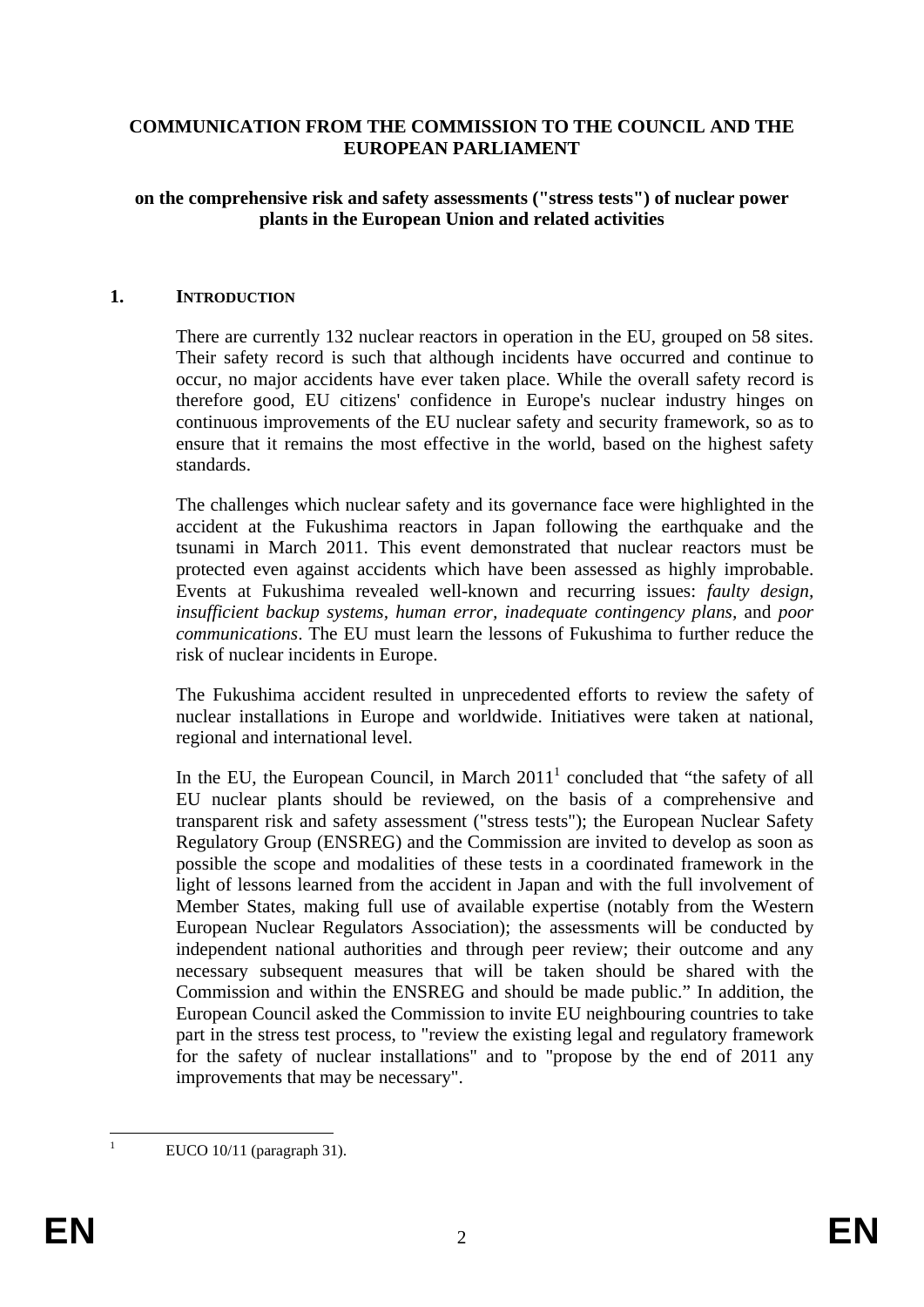**COMMUNICATION FROM THE COMMISSION TO THE COUNCIL AND THE EUROPEAN PARLIAMENT**

**on the comprehensive risk and safety assessments ("stress tests") of nuclear power plants in the European Union and related activities**

## 1. INTRODUCTION

There are currently 132 nuclear reactors in operation in the EU, grouped on 58 sites. Their safety record is such that although incidents have occurred and continue to occur, no major accidents have ever taken place. While the overall safety record is therefore good, EU citizens' confidence in Europe's nuclear industry hinges on continuous improvements of the EU nuclear safety and security framework, so as to ensure that it remains the most effective in the world, based on the highest safety standards.

The challenges which nuclear safety and its governance face were highlighted in the accident at the Fukushima reactors in Japan following the earthquake and the tsunami in March 2011. This event demonstrated that nuclear reactors must be protected even against accidents which have been assessed as highly improbable. Events at Fukushima revealed well-known and recurring issues: *faulty design*, *insufficient backup systems*, *human error*, *inadequate contingency plans*, and *poor communications*. The EU must learn the lessons of Fukushima to further reduce the risk of nuclear incidents in Europe.

The Fukushima accident resulted in unprecedented efforts to review the safety of nuclear installations in Europe and worldwide. Initiatives were taken at national, regional and international level.

In the EU, the European Council, in March 2011[1] concluded that "the safety of all EU nuclear plants should be reviewed, on the basis of a comprehensive and transparent risk and safety assessment ("stress tests"); the European Nuclear Safety Regulatory Group (ENSREG) and the Commission are invited to develop as soon as possible the scope and modalities of these tests in a coordinated framework in the light of lessons learned from the accident in Japan and with the full involvement of Member States, making full use of available expertise (notably from the Western European Nuclear Regulators Association); the assessments will be conducted by independent national authorities and through peer review; their outcome and any necessary subsequent measures that will be taken should be shared with the Commission and within the ENSREG and should be made public." In addition, the European Council asked the Commission to invite EU neighbouring countries to take part in the stress test process, to "review the existing legal and regulatory framework for the safety of nuclear installations" and to "propose by the end of 2011 any improvements that may be necessary".

---

[1] EUCO 10/11 (paragraph 31).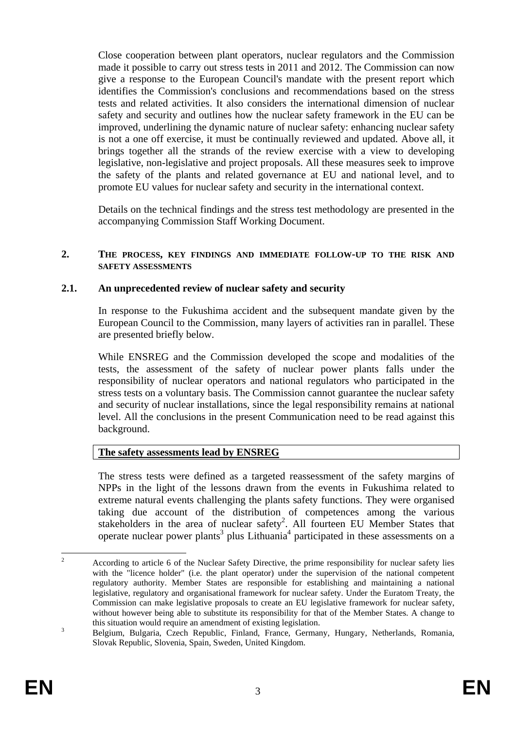Close cooperation between plant operators, nuclear regulators and the Commission made it possible to carry out stress tests in 2011 and 2012. The Commission can now give a response to the European Council's mandate with the present report which identifies the Commission's conclusions and recommendations based on the stress tests and related activities. It also considers the international dimension of nuclear safety and security and outlines how the nuclear safety framework in the EU can be improved, underlining the dynamic nature of nuclear safety: enhancing nuclear safety is not a one off exercise, it must be continually reviewed and updated. Above all, it brings together all the strands of the review exercise with a view to developing legislative, non-legislative and project proposals. All these measures seek to improve the safety of the plants and related governance at EU and national level, and to promote EU values for nuclear safety and security in the international context.

Details on the technical findings and the stress test methodology are presented in the accompanying Commission Staff Working Document.

## 2. THE PROCESS, KEY FINDINGS AND IMMEDIATE FOLLOW-UP TO THE RISK AND SAFETY ASSESSMENTS

### 2.1. An unprecedented review of nuclear safety and security

In response to the Fukushima accident and the subsequent mandate given by the European Council to the Commission, many layers of activities ran in parallel. These are presented briefly below.

While ENSREG and the Commission developed the scope and modalities of the tests, the assessment of the safety of nuclear power plants falls under the responsibility of nuclear operators and national regulators who participated in the stress tests on a voluntary basis. The Commission cannot guarantee the nuclear safety and security of nuclear installations, since the legal responsibility remains at national level. All the conclusions in the present Communication need to be read against this background.

**The safety assessments lead by ENSREG**

The stress tests were defined as a targeted reassessment of the safety margins of NPPs in the light of the lessons drawn from the events in Fukushima related to extreme natural events challenging the plants safety functions. They were organised taking due account of the distribution of competences among the various stakeholders in the area of nuclear safety[2]. All fourteen EU Member States that operate nuclear power plants[3] plus Lithuania[4] participated in these assessments on a

---

[2] According to article 6 of the Nuclear Safety Directive, the prime responsibility for nuclear safety lies with the "licence holder" (i.e. the plant operator) under the supervision of the national competent regulatory authority. Member States are responsible for establishing and maintaining a national legislative, regulatory and organisational framework for nuclear safety. Under the Euratom Treaty, the Commission can make legislative proposals to create an EU legislative framework for nuclear safety, without however being able to substitute its responsibility for that of the Member States. A change to this situation would require an amendment of existing legislation.

[3] Belgium, Bulgaria, Czech Republic, Finland, France, Germany, Hungary, Netherlands, Romania, Slovak Republic, Slovenia, Spain, Sweden, United Kingdom.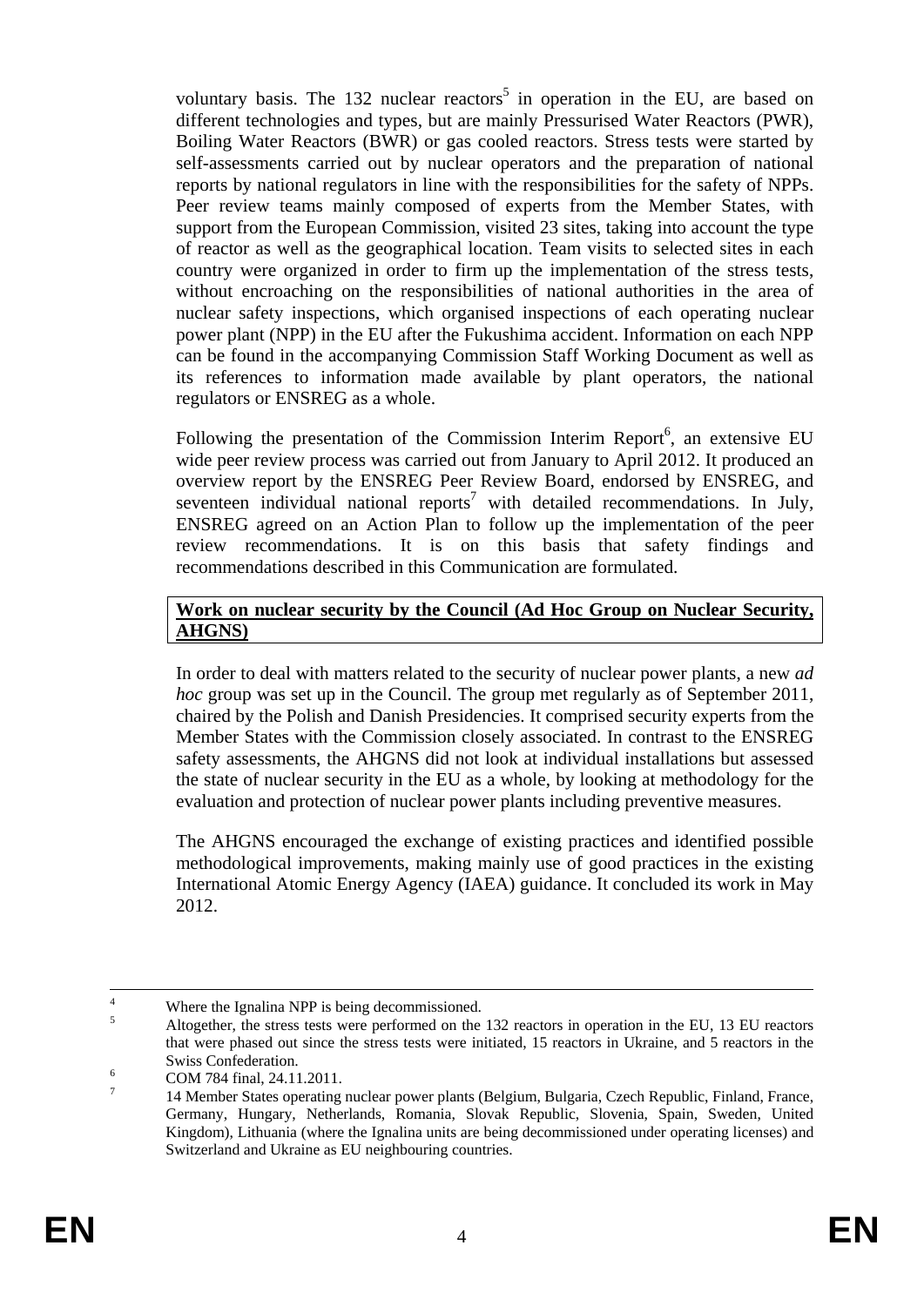voluntary basis. The 132 nuclear reactors[5] in operation in the EU, are based on different technologies and types, but are mainly Pressurised Water Reactors (PWR), Boiling Water Reactors (BWR) or gas cooled reactors. Stress tests were started by self-assessments carried out by nuclear operators and the preparation of national reports by national regulators in line with the responsibilities for the safety of NPPs. Peer review teams mainly composed of experts from the Member States, with support from the European Commission, visited 23 sites, taking into account the type of reactor as well as the geographical location. Team visits to selected sites in each country were organized in order to firm up the implementation of the stress tests, without encroaching on the responsibilities of national authorities in the area of nuclear safety inspections, which organised inspections of each operating nuclear power plant (NPP) in the EU after the Fukushima accident. Information on each NPP can be found in the accompanying Commission Staff Working Document as well as its references to information made available by plant operators, the national regulators or ENSREG as a whole.

Following the presentation of the Commission Interim Report[6], an extensive EU wide peer review process was carried out from January to April 2012. It produced an overview report by the ENSREG Peer Review Board, endorsed by ENSREG, and seventeen individual national reports[7] with detailed recommendations. In July, ENSREG agreed on an Action Plan to follow up the implementation of the peer review recommendations. It is on this basis that safety findings and recommendations described in this Communication are formulated.

**Work on nuclear security by the Council (Ad Hoc Group on Nuclear Security, AHGNS)**

In order to deal with matters related to the security of nuclear power plants, a new *ad hoc* group was set up in the Council. The group met regularly as of September 2011, chaired by the Polish and Danish Presidencies. It comprised security experts from the Member States with the Commission closely associated. In contrast to the ENSREG safety assessments, the AHGNS did not look at individual installations but assessed the state of nuclear security in the EU as a whole, by looking at methodology for the evaluation and protection of nuclear power plants including preventive measures.

The AHGNS encouraged the exchange of existing practices and identified possible methodological improvements, making mainly use of good practices in the existing International Atomic Energy Agency (IAEA) guidance. It concluded its work in May 2012.

---

[4] Where the Ignalina NPP is being decommissioned.

[5] Altogether, the stress tests were performed on the 132 reactors in operation in the EU, 13 EU reactors that were phased out since the stress tests were initiated, 15 reactors in Ukraine, and 5 reactors in the Swiss Confederation.

[6] COM 784 final, 24.11.2011.

[7] 14 Member States operating nuclear power plants (Belgium, Bulgaria, Czech Republic, Finland, France, Germany, Hungary, Netherlands, Romania, Slovak Republic, Slovenia, Spain, Sweden, United Kingdom), Lithuania (where the Ignalina units are being decommissioned under operating licenses) and Switzerland and Ukraine as EU neighbouring countries.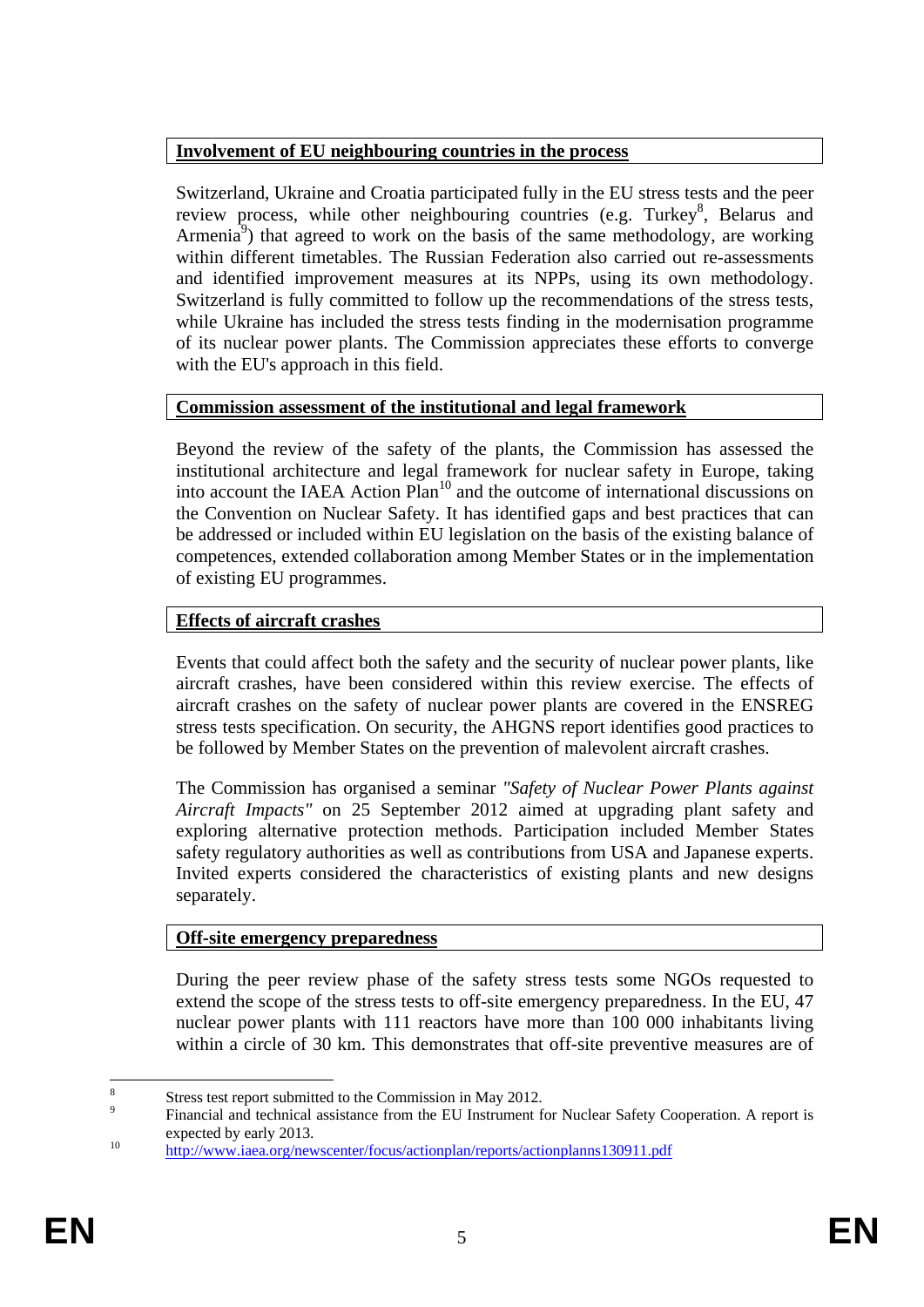**Involvement of EU neighbouring countries in the process**

Switzerland, Ukraine and Croatia participated fully in the EU stress tests and the peer review process, while other neighbouring countries (e.g. Turkey[8], Belarus and Armenia[9]) that agreed to work on the basis of the same methodology, are working within different timetables. The Russian Federation also carried out re-assessments and identified improvement measures at its NPPs, using its own methodology. Switzerland is fully committed to follow up the recommendations of the stress tests, while Ukraine has included the stress tests finding in the modernisation programme of its nuclear power plants. The Commission appreciates these efforts to converge with the EU's approach in this field.

**Commission assessment of the institutional and legal framework**

Beyond the review of the safety of the plants, the Commission has assessed the institutional architecture and legal framework for nuclear safety in Europe, taking into account the IAEA Action Plan[10] and the outcome of international discussions on the Convention on Nuclear Safety. It has identified gaps and best practices that can be addressed or included within EU legislation on the basis of the existing balance of competences, extended collaboration among Member States or in the implementation of existing EU programmes.

**Effects of aircraft crashes**

Events that could affect both the safety and the security of nuclear power plants, like aircraft crashes, have been considered within this review exercise. The effects of aircraft crashes on the safety of nuclear power plants are covered in the ENSREG stress tests specification. On security, the AHGNS report identifies good practices to be followed by Member States on the prevention of malevolent aircraft crashes.

The Commission has organised a seminar *"Safety of Nuclear Power Plants against Aircraft Impacts"* on 25 September 2012 aimed at upgrading plant safety and exploring alternative protection methods. Participation included Member States safety regulatory authorities as well as contributions from USA and Japanese experts. Invited experts considered the characteristics of existing plants and new designs separately.

**Off-site emergency preparedness**

During the peer review phase of the safety stress tests some NGOs requested to extend the scope of the stress tests to off-site emergency preparedness. In the EU, 47 nuclear power plants with 111 reactors have more than 100 000 inhabitants living within a circle of 30 km. This demonstrates that off-site preventive measures are of

---

[8] Stress test report submitted to the Commission in May 2012.

[9] Financial and technical assistance from the EU Instrument for Nuclear Safety Cooperation. A report is expected by early 2013.

[10] http://www.iaea.org/newscenter/focus/actionplan/reports/actionplanns130911.pdf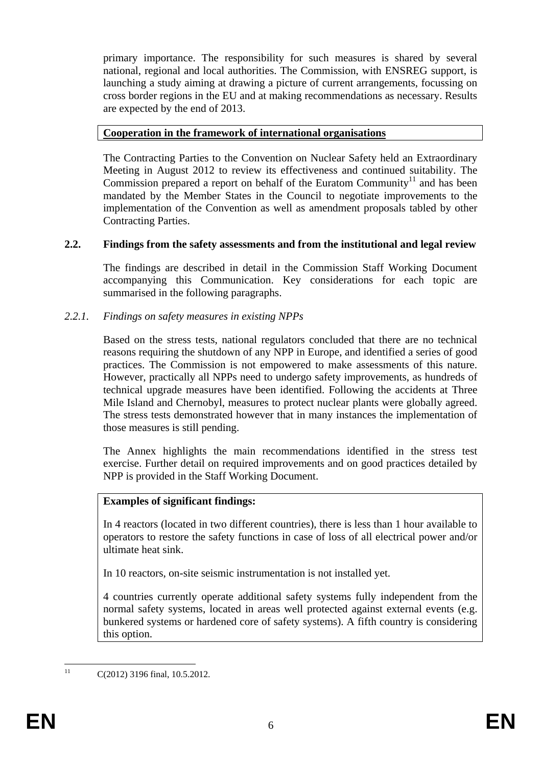primary importance. The responsibility for such measures is shared by several national, regional and local authorities. The Commission, with ENSREG support, is launching a study aiming at drawing a picture of current arrangements, focussing on cross border regions in the EU and at making recommendations as necessary. Results are expected by the end of 2013.

**Cooperation in the framework of international organisations**

The Contracting Parties to the Convention on Nuclear Safety held an Extraordinary Meeting in August 2012 to review its effectiveness and continued suitability. The Commission prepared a report on behalf of the Euratom Community[11] and has been mandated by the Member States in the Council to negotiate improvements to the implementation of the Convention as well as amendment proposals tabled by other Contracting Parties.

## 2.2. Findings from the safety assessments and from the institutional and legal review

The findings are described in detail in the Commission Staff Working Document accompanying this Communication. Key considerations for each topic are summarised in the following paragraphs.

### *2.2.1. Findings on safety measures in existing NPPs*

Based on the stress tests, national regulators concluded that there are no technical reasons requiring the shutdown of any NPP in Europe, and identified a series of good practices. The Commission is not empowered to make assessments of this nature. However, practically all NPPs need to undergo safety improvements, as hundreds of technical upgrade measures have been identified. Following the accidents at Three Mile Island and Chernobyl, measures to protect nuclear plants were globally agreed. The stress tests demonstrated however that in many instances the implementation of those measures is still pending.

The Annex highlights the main recommendations identified in the stress test exercise. Further detail on required improvements and on good practices detailed by NPP is provided in the Staff Working Document.

**Examples of significant findings:**

In 4 reactors (located in two different countries), there is less than 1 hour available to operators to restore the safety functions in case of loss of all electrical power and/or ultimate heat sink.

In 10 reactors, on-site seismic instrumentation is not installed yet.

4 countries currently operate additional safety systems fully independent from the normal safety systems, located in areas well protected against external events (e.g. bunkered systems or hardened core of safety systems). A fifth country is considering this option.

[11] C(2012) 3196 final, 10.5.2012.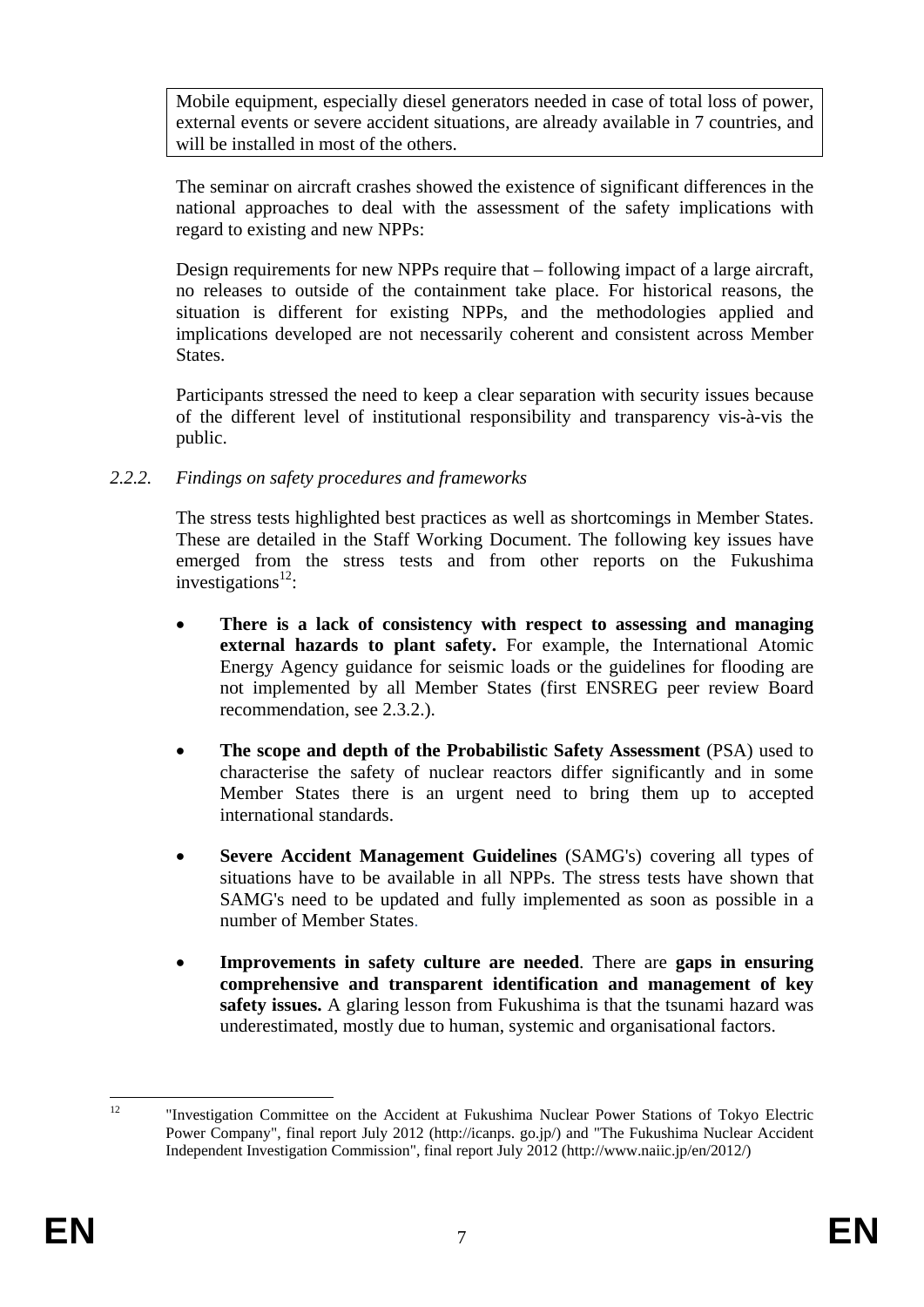Mobile equipment, especially diesel generators needed in case of total loss of power, external events or severe accident situations, are already available in 7 countries, and will be installed in most of the others.

The seminar on aircraft crashes showed the existence of significant differences in the national approaches to deal with the assessment of the safety implications with regard to existing and new NPPs:

Design requirements for new NPPs require that – following impact of a large aircraft, no releases to outside of the containment take place. For historical reasons, the situation is different for existing NPPs, and the methodologies applied and implications developed are not necessarily coherent and consistent across Member States.

Participants stressed the need to keep a clear separation with security issues because of the different level of institutional responsibility and transparency vis-à-vis the public.

### *2.2.2. Findings on safety procedures and frameworks*

The stress tests highlighted best practices as well as shortcomings in Member States. These are detailed in the Staff Working Document. The following key issues have emerged from the stress tests and from other reports on the Fukushima investigations[12]:

- **There is a lack of consistency with respect to assessing and managing external hazards to plant safety.** For example, the International Atomic Energy Agency guidance for seismic loads or the guidelines for flooding are not implemented by all Member States (first ENSREG peer review Board recommendation, see 2.3.2.).
- **The scope and depth of the Probabilistic Safety Assessment** (PSA) used to characterise the safety of nuclear reactors differ significantly and in some Member States there is an urgent need to bring them up to accepted international standards.
- **Severe Accident Management Guidelines** (SAMG's) covering all types of situations have to be available in all NPPs. The stress tests have shown that SAMG's need to be updated and fully implemented as soon as possible in a number of Member States.
- **Improvements in safety culture are needed**. There are **gaps in ensuring comprehensive and transparent identification and management of key safety issues.** A glaring lesson from Fukushima is that the tsunami hazard was underestimated, mostly due to human, systemic and organisational factors.

[12] "Investigation Committee on the Accident at Fukushima Nuclear Power Stations of Tokyo Electric Power Company", final report July 2012 (http://icanps. go.jp/) and "The Fukushima Nuclear Accident Independent Investigation Commission", final report July 2012 (http://www.naiic.jp/en/2012/)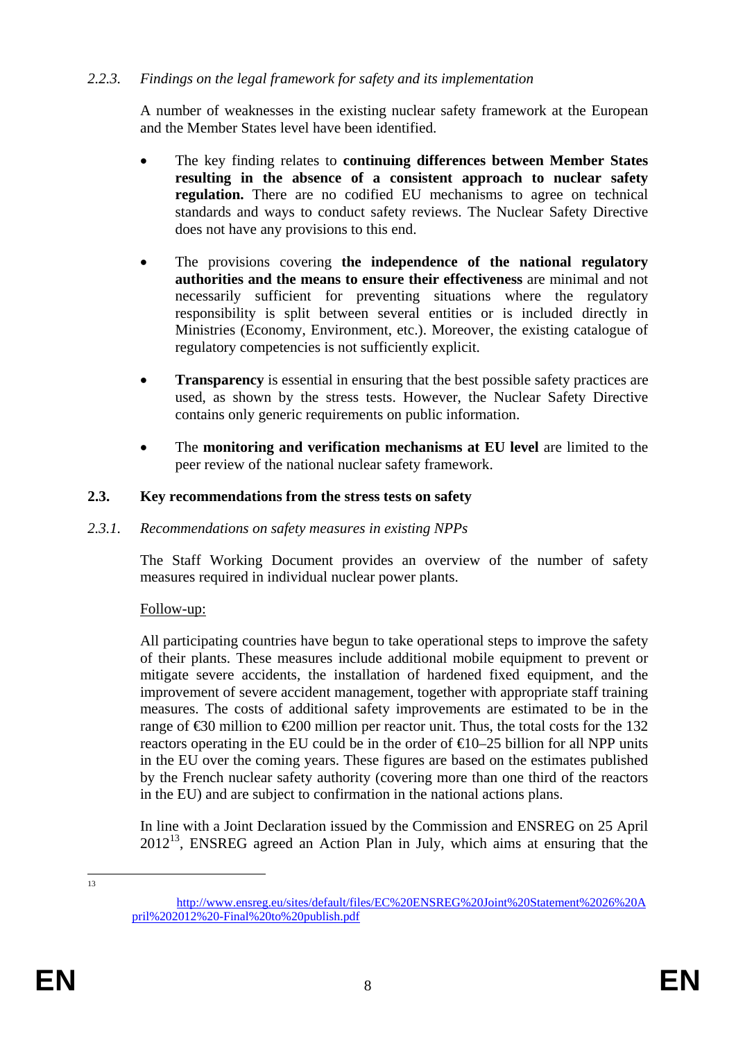### *2.2.3. Findings on the legal framework for safety and its implementation*

A number of weaknesses in the existing nuclear safety framework at the European and the Member States level have been identified.

- The key finding relates to **continuing differences between Member States resulting in the absence of a consistent approach to nuclear safety regulation.** There are no codified EU mechanisms to agree on technical standards and ways to conduct safety reviews. The Nuclear Safety Directive does not have any provisions to this end.

- The provisions covering **the independence of the national regulatory authorities and the means to ensure their effectiveness** are minimal and not necessarily sufficient for preventing situations where the regulatory responsibility is split between several entities or is included directly in Ministries (Economy, Environment, etc.). Moreover, the existing catalogue of regulatory competencies is not sufficiently explicit.

- **Transparency** is essential in ensuring that the best possible safety practices are used, as shown by the stress tests. However, the Nuclear Safety Directive contains only generic requirements on public information.

- The **monitoring and verification mechanisms at EU level** are limited to the peer review of the national nuclear safety framework.

## 2.3. Key recommendations from the stress tests on safety

### *2.3.1. Recommendations on safety measures in existing NPPs*

The Staff Working Document provides an overview of the number of safety measures required in individual nuclear power plants.

Follow-up:

All participating countries have begun to take operational steps to improve the safety of their plants. These measures include additional mobile equipment to prevent or mitigate severe accidents, the installation of hardened fixed equipment, and the improvement of severe accident management, together with appropriate staff training measures. The costs of additional safety improvements are estimated to be in the range of €30 million to €200 million per reactor unit. Thus, the total costs for the 132 reactors operating in the EU could be in the order of €10–25 billion for all NPP units in the EU over the coming years. These figures are based on the estimates published by the French nuclear safety authority (covering more than one third of the reactors in the EU) and are subject to confirmation in the national actions plans.

In line with a Joint Declaration issued by the Commission and ENSREG on 25 April 2012[13], ENSREG agreed an Action Plan in July, which aims at ensuring that the

[13] http://www.ensreg.eu/sites/default/files/EC%20ENSREG%20Joint%20Statement%2026%20April%202012%20-Final%20to%20publish.pdf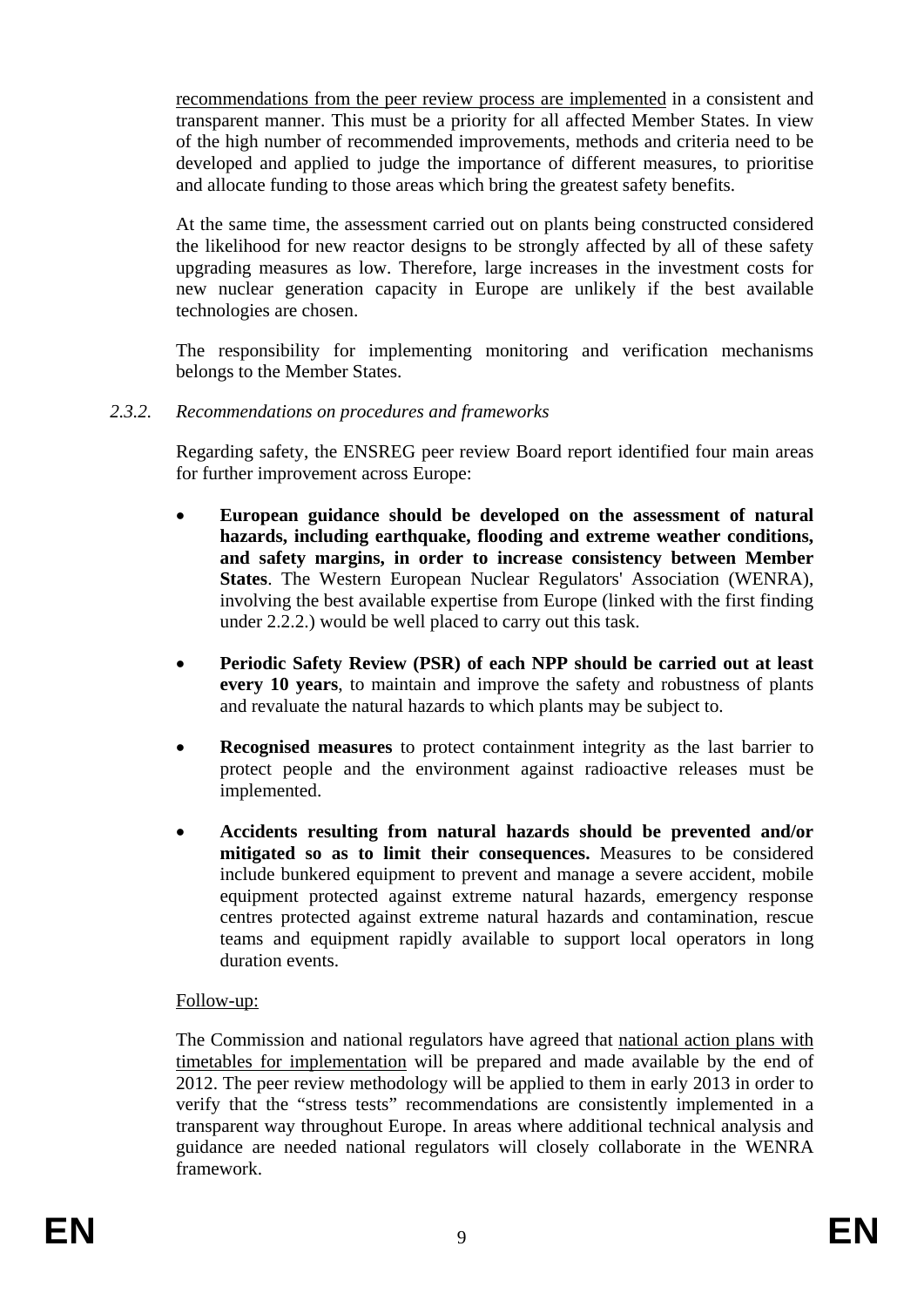recommendations from the peer review process are implemented in a consistent and transparent manner. This must be a priority for all affected Member States. In view of the high number of recommended improvements, methods and criteria need to be developed and applied to judge the importance of different measures, to prioritise and allocate funding to those areas which bring the greatest safety benefits.

At the same time, the assessment carried out on plants being constructed considered the likelihood for new reactor designs to be strongly affected by all of these safety upgrading measures as low. Therefore, large increases in the investment costs for new nuclear generation capacity in Europe are unlikely if the best available technologies are chosen.

The responsibility for implementing monitoring and verification mechanisms belongs to the Member States.

### *2.3.2. Recommendations on procedures and frameworks*

Regarding safety, the ENSREG peer review Board report identified four main areas for further improvement across Europe:

- **European guidance should be developed on the assessment of natural hazards, including earthquake, flooding and extreme weather conditions, and safety margins, in order to increase consistency between Member States**. The Western European Nuclear Regulators' Association (WENRA), involving the best available expertise from Europe (linked with the first finding under 2.2.2.) would be well placed to carry out this task.
- **Periodic Safety Review (PSR) of each NPP should be carried out at least every 10 years**, to maintain and improve the safety and robustness of plants and revaluate the natural hazards to which plants may be subject to.
- **Recognised measures** to protect containment integrity as the last barrier to protect people and the environment against radioactive releases must be implemented.
- **Accidents resulting from natural hazards should be prevented and/or mitigated so as to limit their consequences.** Measures to be considered include bunkered equipment to prevent and manage a severe accident, mobile equipment protected against extreme natural hazards, emergency response centres protected against extreme natural hazards and contamination, rescue teams and equipment rapidly available to support local operators in long duration events.

Follow-up:

The Commission and national regulators have agreed that national action plans with timetables for implementation will be prepared and made available by the end of 2012. The peer review methodology will be applied to them in early 2013 in order to verify that the "stress tests" recommendations are consistently implemented in a transparent way throughout Europe. In areas where additional technical analysis and guidance are needed national regulators will closely collaborate in the WENRA framework.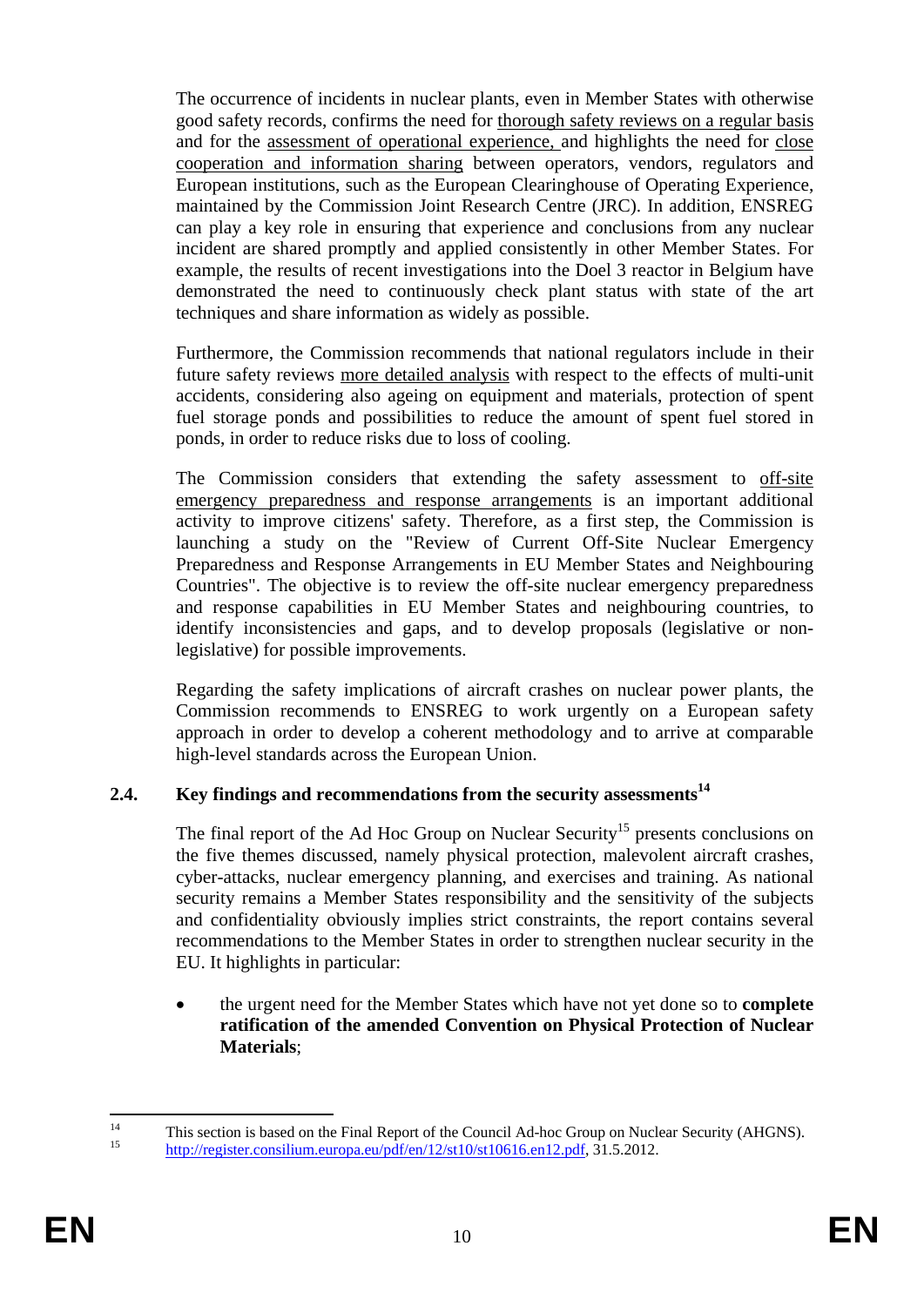The occurrence of incidents in nuclear plants, even in Member States with otherwise good safety records, confirms the need for thorough safety reviews on a regular basis and for the assessment of operational experience, and highlights the need for close cooperation and information sharing between operators, vendors, regulators and European institutions, such as the European Clearinghouse of Operating Experience, maintained by the Commission Joint Research Centre (JRC). In addition, ENSREG can play a key role in ensuring that experience and conclusions from any nuclear incident are shared promptly and applied consistently in other Member States. For example, the results of recent investigations into the Doel 3 reactor in Belgium have demonstrated the need to continuously check plant status with state of the art techniques and share information as widely as possible.

Furthermore, the Commission recommends that national regulators include in their future safety reviews more detailed analysis with respect to the effects of multi-unit accidents, considering also ageing on equipment and materials, protection of spent fuel storage ponds and possibilities to reduce the amount of spent fuel stored in ponds, in order to reduce risks due to loss of cooling.

The Commission considers that extending the safety assessment to off-site emergency preparedness and response arrangements is an important additional activity to improve citizens' safety. Therefore, as a first step, the Commission is launching a study on the "Review of Current Off-Site Nuclear Emergency Preparedness and Response Arrangements in EU Member States and Neighbouring Countries". The objective is to review the off-site nuclear emergency preparedness and response capabilities in EU Member States and neighbouring countries, to identify inconsistencies and gaps, and to develop proposals (legislative or non-legislative) for possible improvements.

Regarding the safety implications of aircraft crashes on nuclear power plants, the Commission recommends to ENSREG to work urgently on a European safety approach in order to develop a coherent methodology and to arrive at comparable high-level standards across the European Union.

## 2.4. Key findings and recommendations from the security assessments[14]

The final report of the Ad Hoc Group on Nuclear Security[15] presents conclusions on the five themes discussed, namely physical protection, malevolent aircraft crashes, cyber-attacks, nuclear emergency planning, and exercises and training. As national security remains a Member States responsibility and the sensitivity of the subjects and confidentiality obviously implies strict constraints, the report contains several recommendations to the Member States in order to strengthen nuclear security in the EU. It highlights in particular:

- the urgent need for the Member States which have not yet done so to **complete ratification of the amended Convention on Physical Protection of Nuclear Materials**;

---

[14] This section is based on the Final Report of the Council Ad-hoc Group on Nuclear Security (AHGNS).

[15] http://register.consilium.europa.eu/pdf/en/12/st10/st10616.en12.pdf, 31.5.2012.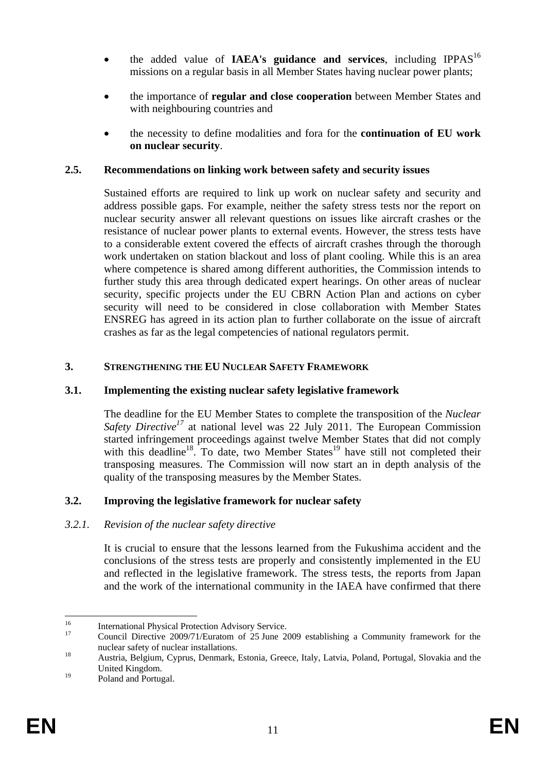- the added value of **IAEA's guidance and services**, including IPPAS[16] missions on a regular basis in all Member States having nuclear power plants;
- the importance of **regular and close cooperation** between Member States and with neighbouring countries and
- the necessity to define modalities and fora for the **continuation of EU work on nuclear security**.

### 2.5. Recommendations on linking work between safety and security issues

Sustained efforts are required to link up work on nuclear safety and security and address possible gaps. For example, neither the safety stress tests nor the report on nuclear security answer all relevant questions on issues like aircraft crashes or the resistance of nuclear power plants to external events. However, the stress tests have to a considerable extent covered the effects of aircraft crashes through the thorough work undertaken on station blackout and loss of plant cooling. While this is an area where competence is shared among different authorities, the Commission intends to further study this area through dedicated expert hearings. On other areas of nuclear security, specific projects under the EU CBRN Action Plan and actions on cyber security will need to be considered in close collaboration with Member States ENSREG has agreed in its action plan to further collaborate on the issue of aircraft crashes as far as the legal competencies of national regulators permit.

## 3. STRENGTHENING THE EU NUCLEAR SAFETY FRAMEWORK

### 3.1. Implementing the existing nuclear safety legislative framework

The deadline for the EU Member States to complete the transposition of the *Nuclear Safety Directive*[17] at national level was 22 July 2011. The European Commission started infringement proceedings against twelve Member States that did not comply with this deadline[18]. To date, two Member States[19] have still not completed their transposing measures. The Commission will now start an in depth analysis of the quality of the transposing measures by the Member States.

### 3.2. Improving the legislative framework for nuclear safety

#### *3.2.1. Revision of the nuclear safety directive*

It is crucial to ensure that the lessons learned from the Fukushima accident and the conclusions of the stress tests are properly and consistently implemented in the EU and reflected in the legislative framework. The stress tests, the reports from Japan and the work of the international community in the IAEA have confirmed that there

---

[16] International Physical Protection Advisory Service.

[17] Council Directive 2009/71/Euratom of 25 June 2009 establishing a Community framework for the nuclear safety of nuclear installations.

[18] Austria, Belgium, Cyprus, Denmark, Estonia, Greece, Italy, Latvia, Poland, Portugal, Slovakia and the United Kingdom.

[19] Poland and Portugal.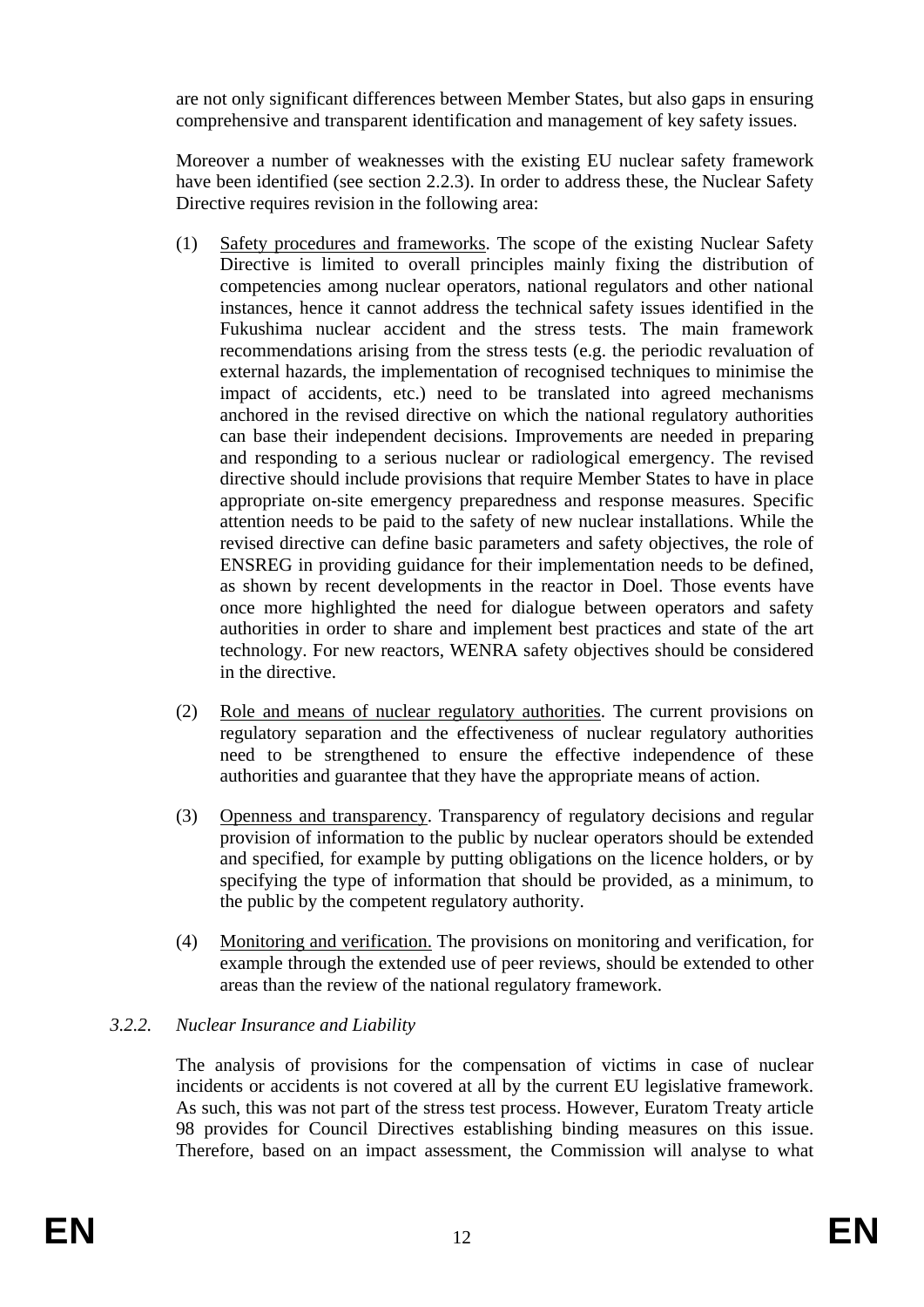are not only significant differences between Member States, but also gaps in ensuring comprehensive and transparent identification and management of key safety issues.

Moreover a number of weaknesses with the existing EU nuclear safety framework have been identified (see section 2.2.3). In order to address these, the Nuclear Safety Directive requires revision in the following area:

(1) Safety procedures and frameworks. The scope of the existing Nuclear Safety Directive is limited to overall principles mainly fixing the distribution of competencies among nuclear operators, national regulators and other national instances, hence it cannot address the technical safety issues identified in the Fukushima nuclear accident and the stress tests. The main framework recommendations arising from the stress tests (e.g. the periodic revaluation of external hazards, the implementation of recognised techniques to minimise the impact of accidents, etc.) need to be translated into agreed mechanisms anchored in the revised directive on which the national regulatory authorities can base their independent decisions. Improvements are needed in preparing and responding to a serious nuclear or radiological emergency. The revised directive should include provisions that require Member States to have in place appropriate on-site emergency preparedness and response measures. Specific attention needs to be paid to the safety of new nuclear installations. While the revised directive can define basic parameters and safety objectives, the role of ENSREG in providing guidance for their implementation needs to be defined, as shown by recent developments in the reactor in Doel. Those events have once more highlighted the need for dialogue between operators and safety authorities in order to share and implement best practices and state of the art technology. For new reactors, WENRA safety objectives should be considered in the directive.

(2) Role and means of nuclear regulatory authorities. The current provisions on regulatory separation and the effectiveness of nuclear regulatory authorities need to be strengthened to ensure the effective independence of these authorities and guarantee that they have the appropriate means of action.

(3) Openness and transparency. Transparency of regulatory decisions and regular provision of information to the public by nuclear operators should be extended and specified, for example by putting obligations on the licence holders, or by specifying the type of information that should be provided, as a minimum, to the public by the competent regulatory authority.

(4) Monitoring and verification. The provisions on monitoring and verification, for example through the extended use of peer reviews, should be extended to other areas than the review of the national regulatory framework.

### *3.2.2. Nuclear Insurance and Liability*

The analysis of provisions for the compensation of victims in case of nuclear incidents or accidents is not covered at all by the current EU legislative framework. As such, this was not part of the stress test process. However, Euratom Treaty article 98 provides for Council Directives establishing binding measures on this issue. Therefore, based on an impact assessment, the Commission will analyse to what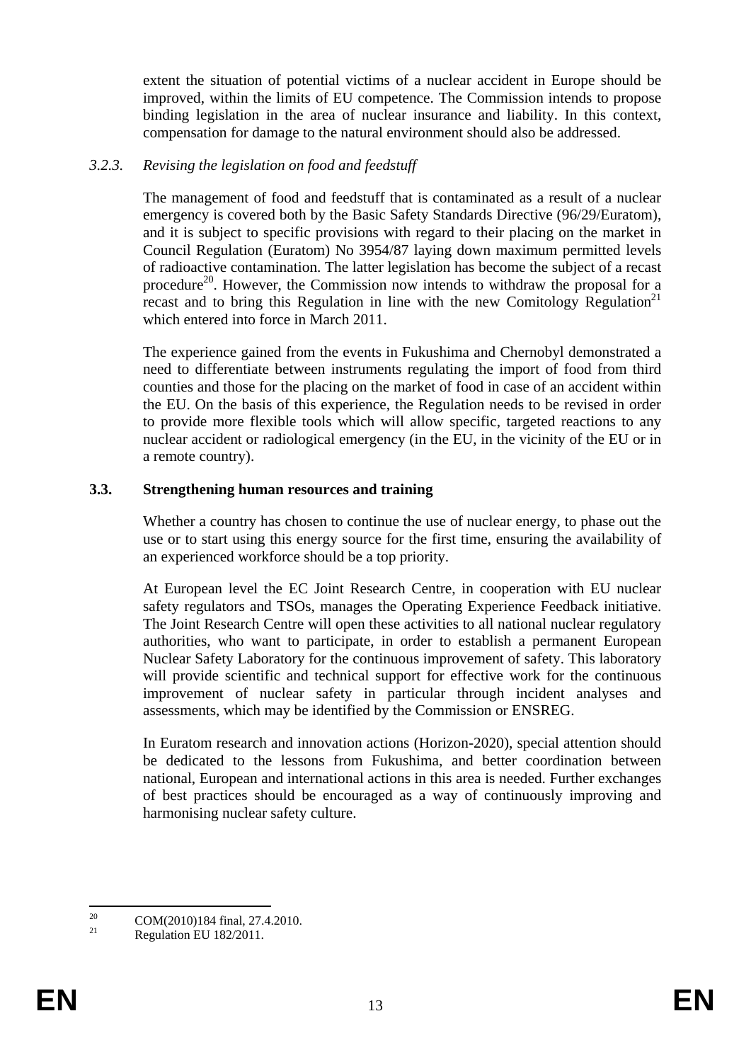extent the situation of potential victims of a nuclear accident in Europe should be improved, within the limits of EU competence. The Commission intends to propose binding legislation in the area of nuclear insurance and liability. In this context, compensation for damage to the natural environment should also be addressed.

#### *3.2.3. Revising the legislation on food and feedstuff*

The management of food and feedstuff that is contaminated as a result of a nuclear emergency is covered both by the Basic Safety Standards Directive (96/29/Euratom), and it is subject to specific provisions with regard to their placing on the market in Council Regulation (Euratom) No 3954/87 laying down maximum permitted levels of radioactive contamination. The latter legislation has become the subject of a recast procedure[20]. However, the Commission now intends to withdraw the proposal for a recast and to bring this Regulation in line with the new Comitology Regulation[21] which entered into force in March 2011.

The experience gained from the events in Fukushima and Chernobyl demonstrated a need to differentiate between instruments regulating the import of food from third counties and those for the placing on the market of food in case of an accident within the EU. On the basis of this experience, the Regulation needs to be revised in order to provide more flexible tools which will allow specific, targeted reactions to any nuclear accident or radiological emergency (in the EU, in the vicinity of the EU or in a remote country).

### **3.3. Strengthening human resources and training**

Whether a country has chosen to continue the use of nuclear energy, to phase out the use or to start using this energy source for the first time, ensuring the availability of an experienced workforce should be a top priority.

At European level the EC Joint Research Centre, in cooperation with EU nuclear safety regulators and TSOs, manages the Operating Experience Feedback initiative. The Joint Research Centre will open these activities to all national nuclear regulatory authorities, who want to participate, in order to establish a permanent European Nuclear Safety Laboratory for the continuous improvement of safety. This laboratory will provide scientific and technical support for effective work for the continuous improvement of nuclear safety in particular through incident analyses and assessments, which may be identified by the Commission or ENSREG.

In Euratom research and innovation actions (Horizon-2020), special attention should be dedicated to the lessons from Fukushima, and better coordination between national, European and international actions in this area is needed. Further exchanges of best practices should be encouraged as a way of continuously improving and harmonising nuclear safety culture.

---

[20] COM(2010)184 final, 27.4.2010.

[21] Regulation EU 182/2011.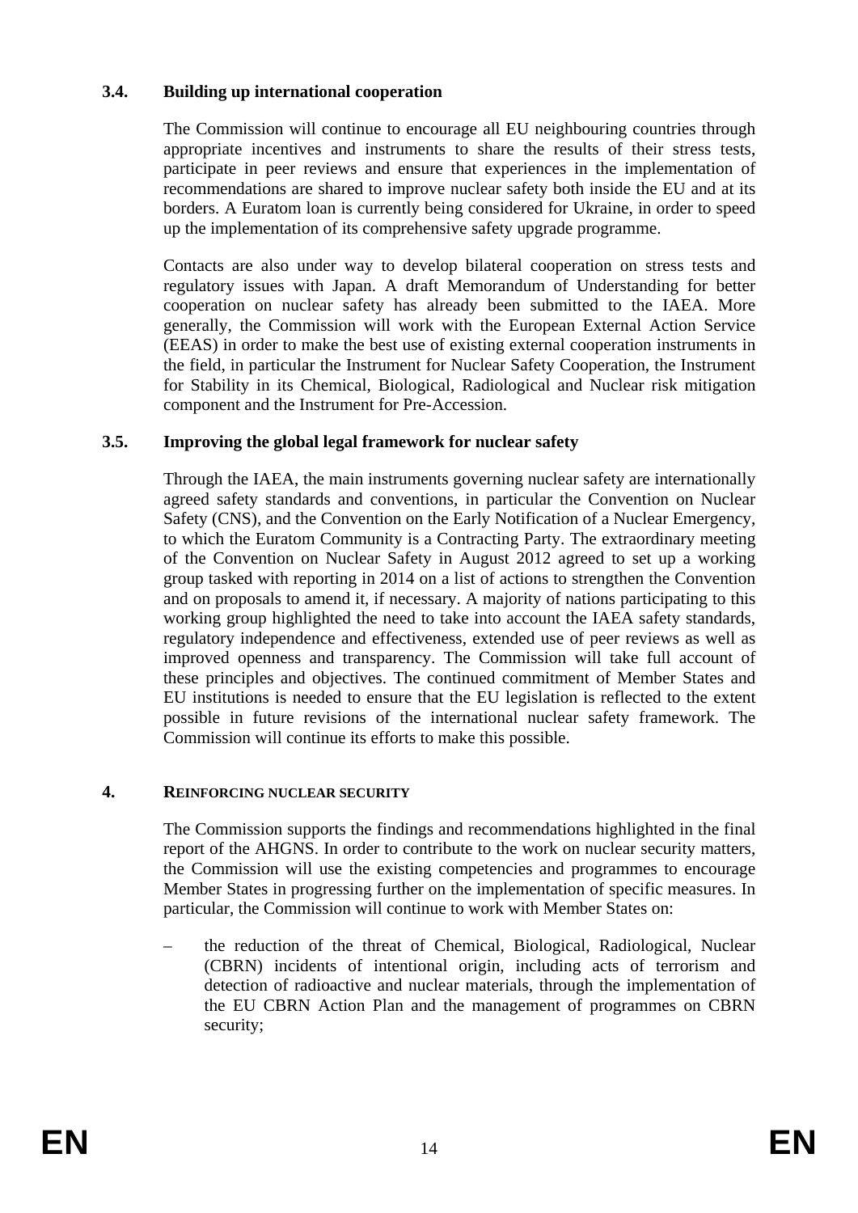### 3.4. Building up international cooperation

The Commission will continue to encourage all EU neighbouring countries through appropriate incentives and instruments to share the results of their stress tests, participate in peer reviews and ensure that experiences in the implementation of recommendations are shared to improve nuclear safety both inside the EU and at its borders. A Euratom loan is currently being considered for Ukraine, in order to speed up the implementation of its comprehensive safety upgrade programme.

Contacts are also under way to develop bilateral cooperation on stress tests and regulatory issues with Japan. A draft Memorandum of Understanding for better cooperation on nuclear safety has already been submitted to the IAEA. More generally, the Commission will work with the European External Action Service (EEAS) in order to make the best use of existing external cooperation instruments in the field, in particular the Instrument for Nuclear Safety Cooperation, the Instrument for Stability in its Chemical, Biological, Radiological and Nuclear risk mitigation component and the Instrument for Pre-Accession.

### 3.5. Improving the global legal framework for nuclear safety

Through the IAEA, the main instruments governing nuclear safety are internationally agreed safety standards and conventions, in particular the Convention on Nuclear Safety (CNS), and the Convention on the Early Notification of a Nuclear Emergency, to which the Euratom Community is a Contracting Party. The extraordinary meeting of the Convention on Nuclear Safety in August 2012 agreed to set up a working group tasked with reporting in 2014 on a list of actions to strengthen the Convention and on proposals to amend it, if necessary. A majority of nations participating to this working group highlighted the need to take into account the IAEA safety standards, regulatory independence and effectiveness, extended use of peer reviews as well as improved openness and transparency. The Commission will take full account of these principles and objectives. The continued commitment of Member States and EU institutions is needed to ensure that the EU legislation is reflected to the extent possible in future revisions of the international nuclear safety framework. The Commission will continue its efforts to make this possible.

## 4. REINFORCING NUCLEAR SECURITY

The Commission supports the findings and recommendations highlighted in the final report of the AHGNS. In order to contribute to the work on nuclear security matters, the Commission will use the existing competencies and programmes to encourage Member States in progressing further on the implementation of specific measures. In particular, the Commission will continue to work with Member States on:

– the reduction of the threat of Chemical, Biological, Radiological, Nuclear (CBRN) incidents of intentional origin, including acts of terrorism and detection of radioactive and nuclear materials, through the implementation of the EU CBRN Action Plan and the management of programmes on CBRN security;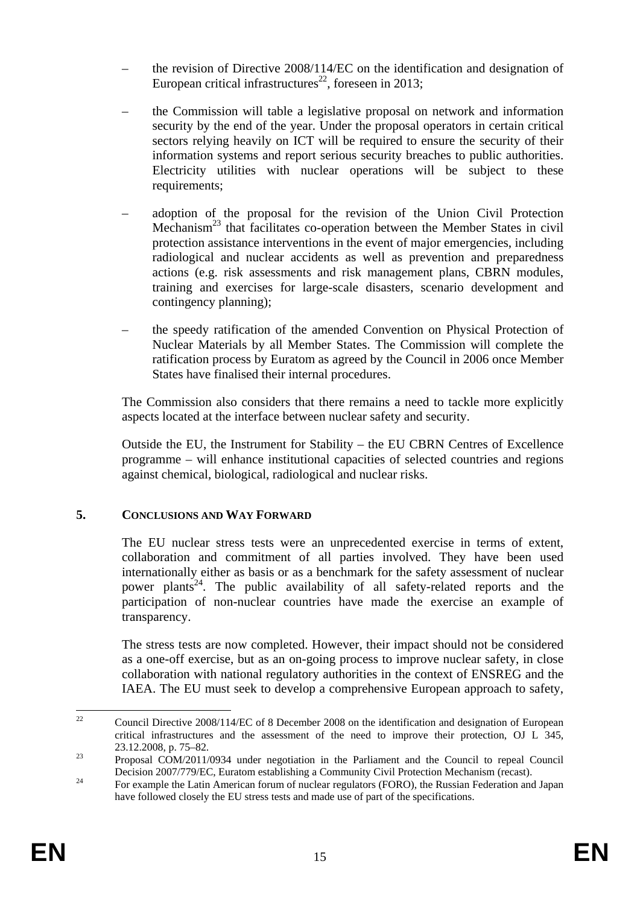- the revision of Directive 2008/114/EC on the identification and designation of European critical infrastructures[22], foreseen in 2013;

- the Commission will table a legislative proposal on network and information security by the end of the year. Under the proposal operators in certain critical sectors relying heavily on ICT will be required to ensure the security of their information systems and report serious security breaches to public authorities. Electricity utilities with nuclear operations will be subject to these requirements;

- adoption of the proposal for the revision of the Union Civil Protection Mechanism[23] that facilitates co-operation between the Member States in civil protection assistance interventions in the event of major emergencies, including radiological and nuclear accidents as well as prevention and preparedness actions (e.g. risk assessments and risk management plans, CBRN modules, training and exercises for large-scale disasters, scenario development and contingency planning);

- the speedy ratification of the amended Convention on Physical Protection of Nuclear Materials by all Member States. The Commission will complete the ratification process by Euratom as agreed by the Council in 2006 once Member States have finalised their internal procedures.

The Commission also considers that there remains a need to tackle more explicitly aspects located at the interface between nuclear safety and security.

Outside the EU, the Instrument for Stability – the EU CBRN Centres of Excellence programme – will enhance institutional capacities of selected countries and regions against chemical, biological, radiological and nuclear risks.

## 5. CONCLUSIONS AND WAY FORWARD

The EU nuclear stress tests were an unprecedented exercise in terms of extent, collaboration and commitment of all parties involved. They have been used internationally either as basis or as a benchmark for the safety assessment of nuclear power plants[24]. The public availability of all safety-related reports and the participation of non-nuclear countries have made the exercise an example of transparency.

The stress tests are now completed. However, their impact should not be considered as a one-off exercise, but as an on-going process to improve nuclear safety, in close collaboration with national regulatory authorities in the context of ENSREG and the IAEA. The EU must seek to develop a comprehensive European approach to safety,

---

[22] Council Directive 2008/114/EC of 8 December 2008 on the identification and designation of European critical infrastructures and the assessment of the need to improve their protection, OJ L 345, 23.12.2008, p. 75–82.

[23] Proposal COM/2011/0934 under negotiation in the Parliament and the Council to repeal Council Decision 2007/779/EC, Euratom establishing a Community Civil Protection Mechanism (recast).

[24] For example the Latin American forum of nuclear regulators (FORO), the Russian Federation and Japan have followed closely the EU stress tests and made use of part of the specifications.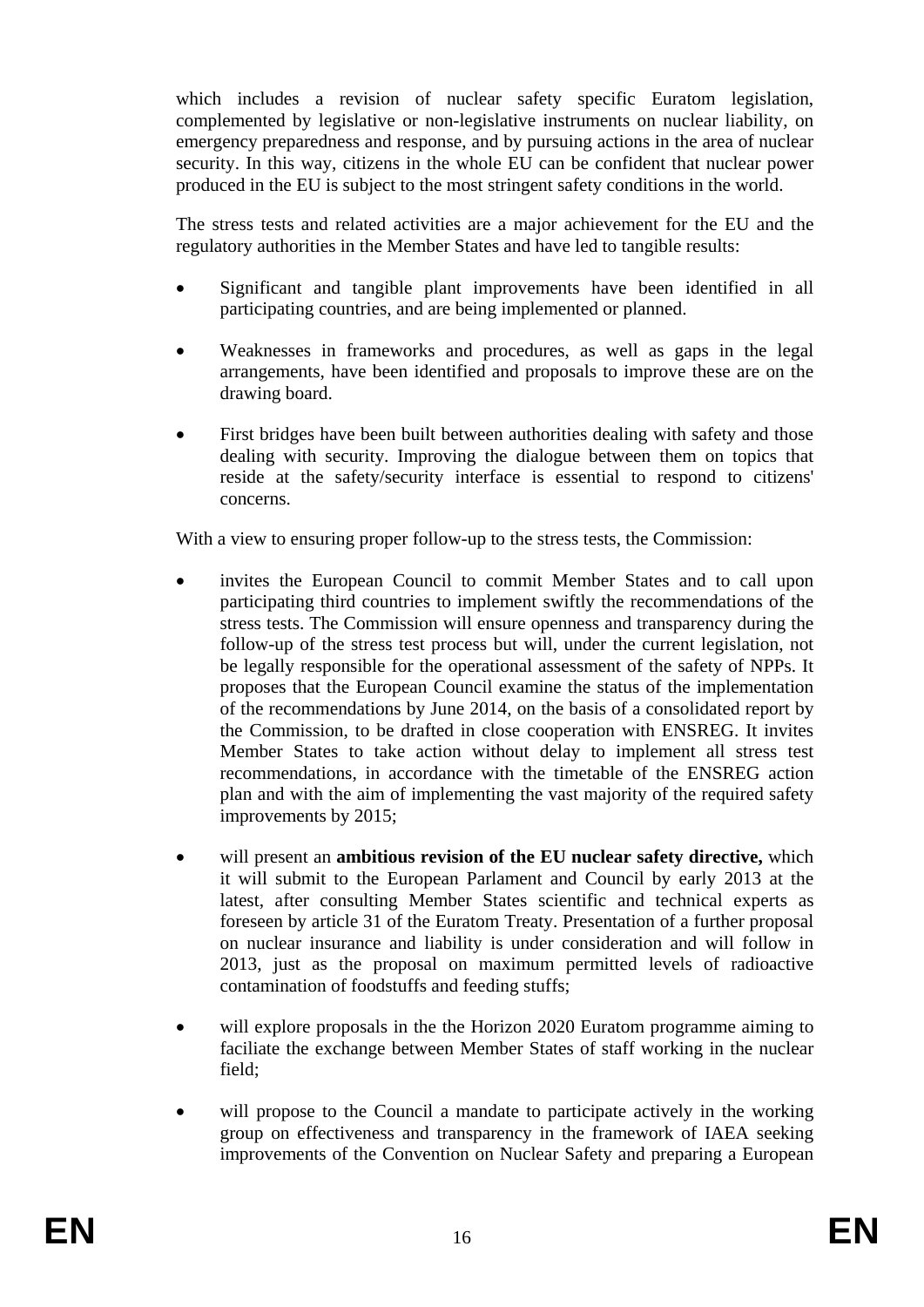which includes a revision of nuclear safety specific Euratom legislation, complemented by legislative or non-legislative instruments on nuclear liability, on emergency preparedness and response, and by pursuing actions in the area of nuclear security. In this way, citizens in the whole EU can be confident that nuclear power produced in the EU is subject to the most stringent safety conditions in the world.

The stress tests and related activities are a major achievement for the EU and the regulatory authorities in the Member States and have led to tangible results:

- Significant and tangible plant improvements have been identified in all participating countries, and are being implemented or planned.
- Weaknesses in frameworks and procedures, as well as gaps in the legal arrangements, have been identified and proposals to improve these are on the drawing board.
- First bridges have been built between authorities dealing with safety and those dealing with security. Improving the dialogue between them on topics that reside at the safety/security interface is essential to respond to citizens' concerns.

With a view to ensuring proper follow-up to the stress tests, the Commission:

- invites the European Council to commit Member States and to call upon participating third countries to implement swiftly the recommendations of the stress tests. The Commission will ensure openness and transparency during the follow-up of the stress test process but will, under the current legislation, not be legally responsible for the operational assessment of the safety of NPPs. It proposes that the European Council examine the status of the implementation of the recommendations by June 2014, on the basis of a consolidated report by the Commission, to be drafted in close cooperation with ENSREG. It invites Member States to take action without delay to implement all stress test recommendations, in accordance with the timetable of the ENSREG action plan and with the aim of implementing the vast majority of the required safety improvements by 2015;
- will present an **ambitious revision of the EU nuclear safety directive,** which it will submit to the European Parlament and Council by early 2013 at the latest, after consulting Member States scientific and technical experts as foreseen by article 31 of the Euratom Treaty. Presentation of a further proposal on nuclear insurance and liability is under consideration and will follow in 2013, just as the proposal on maximum permitted levels of radioactive contamination of foodstuffs and feeding stuffs;
- will explore proposals in the the Horizon 2020 Euratom programme aiming to faciliate the exchange between Member States of staff working in the nuclear field;
- will propose to the Council a mandate to participate actively in the working group on effectiveness and transparency in the framework of IAEA seeking improvements of the Convention on Nuclear Safety and preparing a European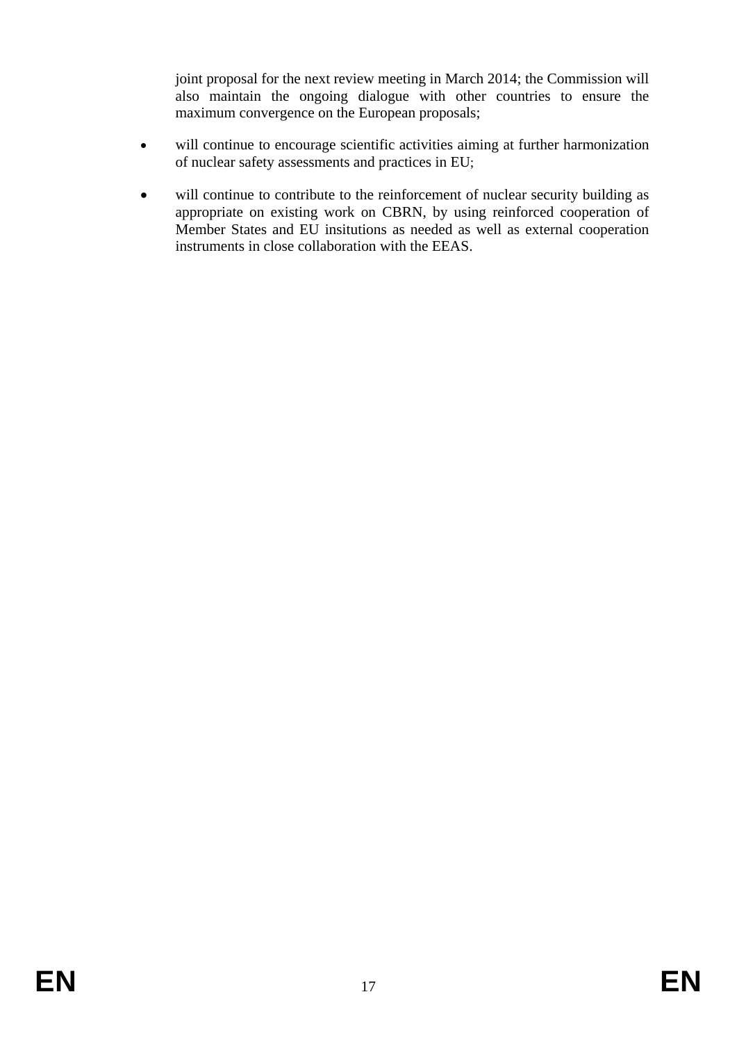joint proposal for the next review meeting in March 2014; the Commission will also maintain the ongoing dialogue with other countries to ensure the maximum convergence on the European proposals;

- will continue to encourage scientific activities aiming at further harmonization of nuclear safety assessments and practices in EU;
- will continue to contribute to the reinforcement of nuclear security building as appropriate on existing work on CBRN, by using reinforced cooperation of Member States and EU insitutions as needed as well as external cooperation instruments in close collaboration with the EEAS.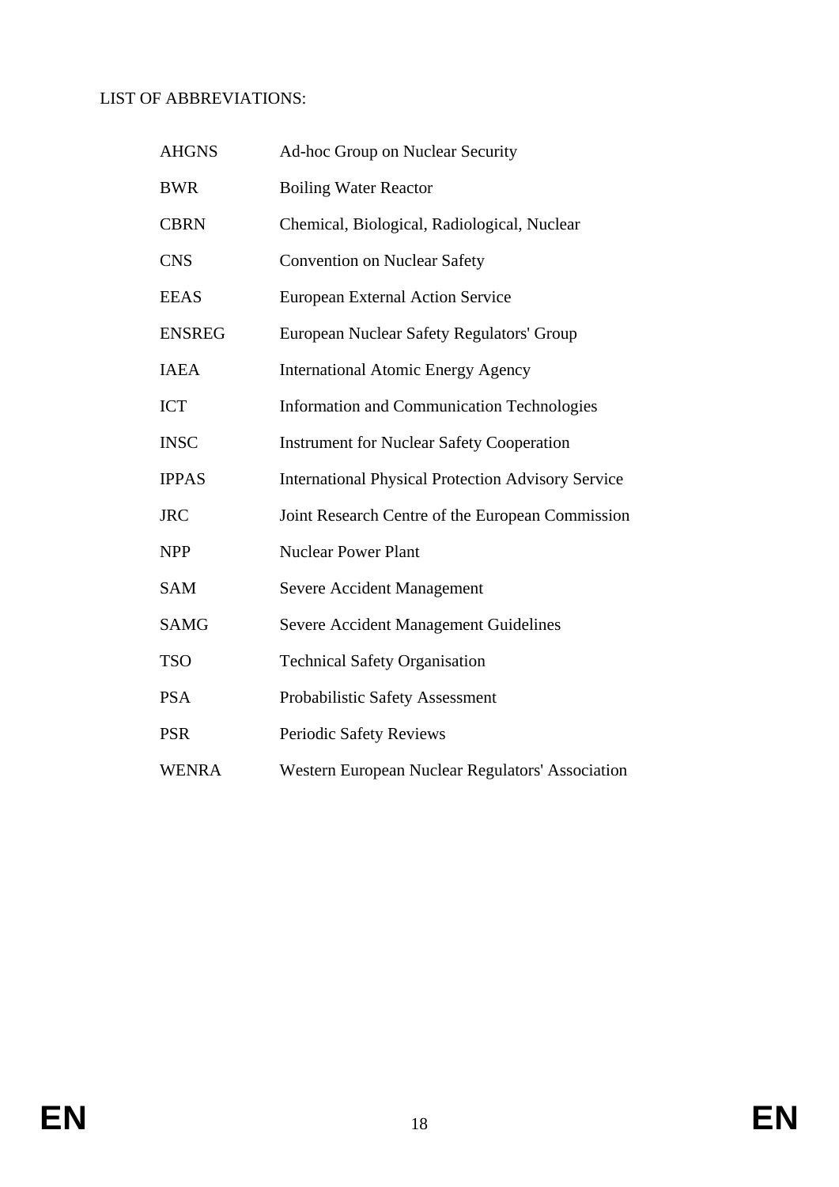LIST OF ABBREVIATIONS:

| | |
|---|---|
| AHGNS | Ad-hoc Group on Nuclear Security |
| BWR | Boiling Water Reactor |
| CBRN | Chemical, Biological, Radiological, Nuclear |
| CNS | Convention on Nuclear Safety |
| EEAS | European External Action Service |
| ENSREG | European Nuclear Safety Regulators' Group |
| IAEA | International Atomic Energy Agency |
| ICT | Information and Communication Technologies |
| INSC | Instrument for Nuclear Safety Cooperation |
| IPPAS | International Physical Protection Advisory Service |
| JRC | Joint Research Centre of the European Commission |
| NPP | Nuclear Power Plant |
| SAM | Severe Accident Management |
| SAMG | Severe Accident Management Guidelines |
| TSO | Technical Safety Organisation |
| PSA | Probabilistic Safety Assessment |
| PSR | Periodic Safety Reviews |
| WENRA | Western European Nuclear Regulators' Association |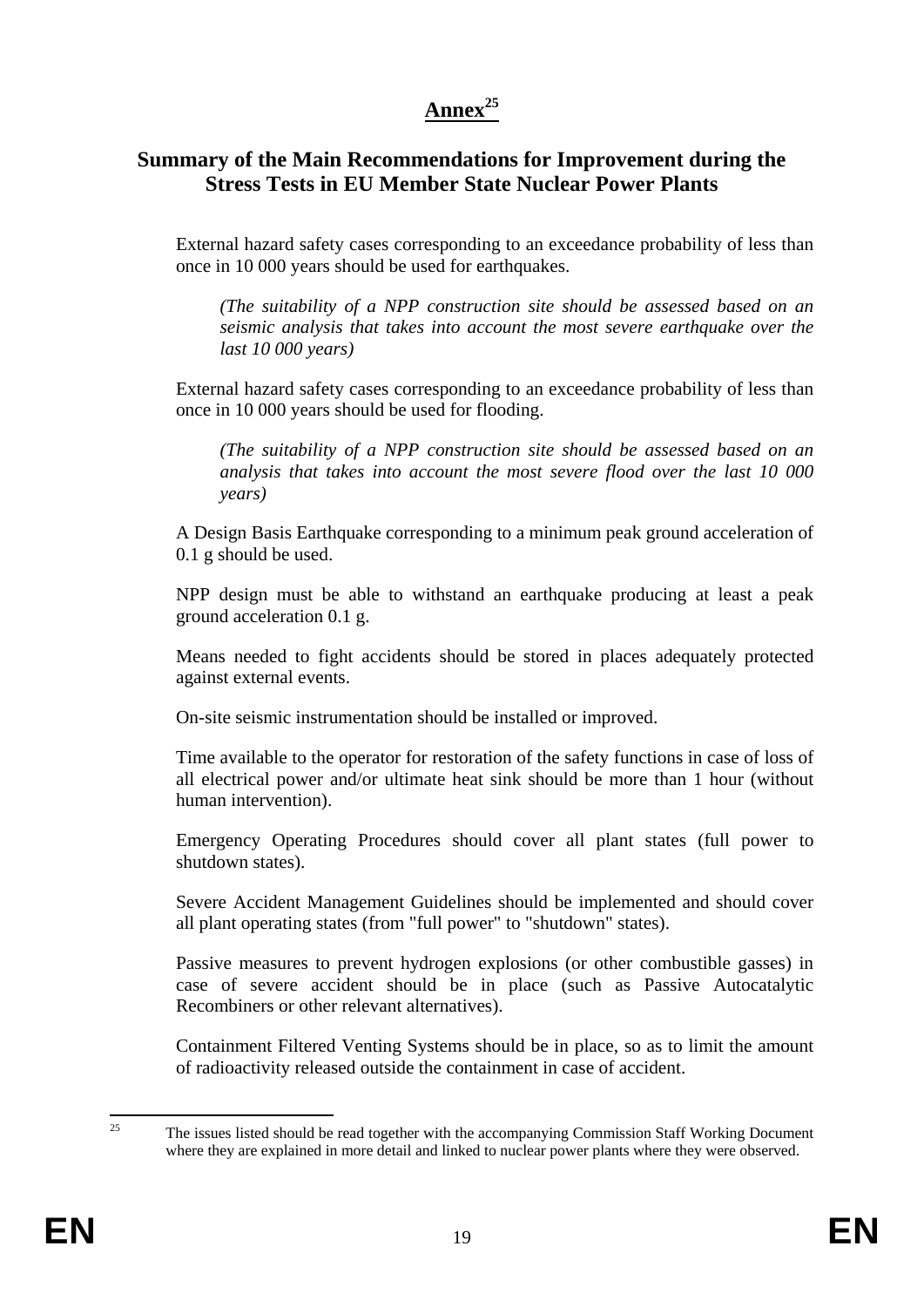# Annex[25]

## Summary of the Main Recommendations for Improvement during the Stress Tests in EU Member State Nuclear Power Plants

External hazard safety cases corresponding to an exceedance probability of less than once in 10 000 years should be used for earthquakes.

*(The suitability of a NPP construction site should be assessed based on an seismic analysis that takes into account the most severe earthquake over the last 10 000 years)*

External hazard safety cases corresponding to an exceedance probability of less than once in 10 000 years should be used for flooding.

*(The suitability of a NPP construction site should be assessed based on an analysis that takes into account the most severe flood over the last 10 000 years)*

A Design Basis Earthquake corresponding to a minimum peak ground acceleration of 0.1 g should be used.

NPP design must be able to withstand an earthquake producing at least a peak ground acceleration 0.1 g.

Means needed to fight accidents should be stored in places adequately protected against external events.

On-site seismic instrumentation should be installed or improved.

Time available to the operator for restoration of the safety functions in case of loss of all electrical power and/or ultimate heat sink should be more than 1 hour (without human intervention).

Emergency Operating Procedures should cover all plant states (full power to shutdown states).

Severe Accident Management Guidelines should be implemented and should cover all plant operating states (from "full power" to "shutdown" states).

Passive measures to prevent hydrogen explosions (or other combustible gasses) in case of severe accident should be in place (such as Passive Autocatalytic Recombiners or other relevant alternatives).

Containment Filtered Venting Systems should be in place, so as to limit the amount of radioactivity released outside the containment in case of accident.

---

[25] The issues listed should be read together with the accompanying Commission Staff Working Document where they are explained in more detail and linked to nuclear power plants where they were observed.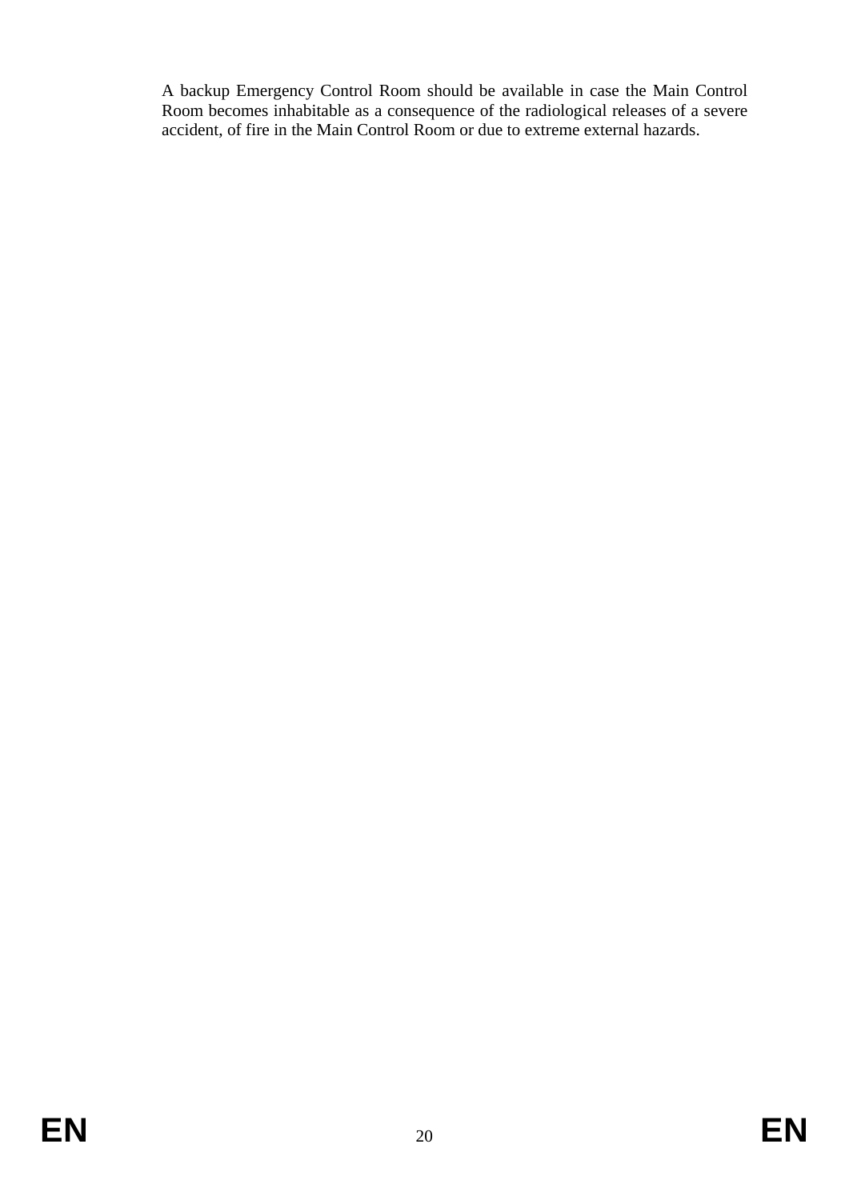A backup Emergency Control Room should be available in case the Main Control Room becomes inhabitable as a consequence of the radiological releases of a severe accident, of fire in the Main Control Room or due to extreme external hazards.